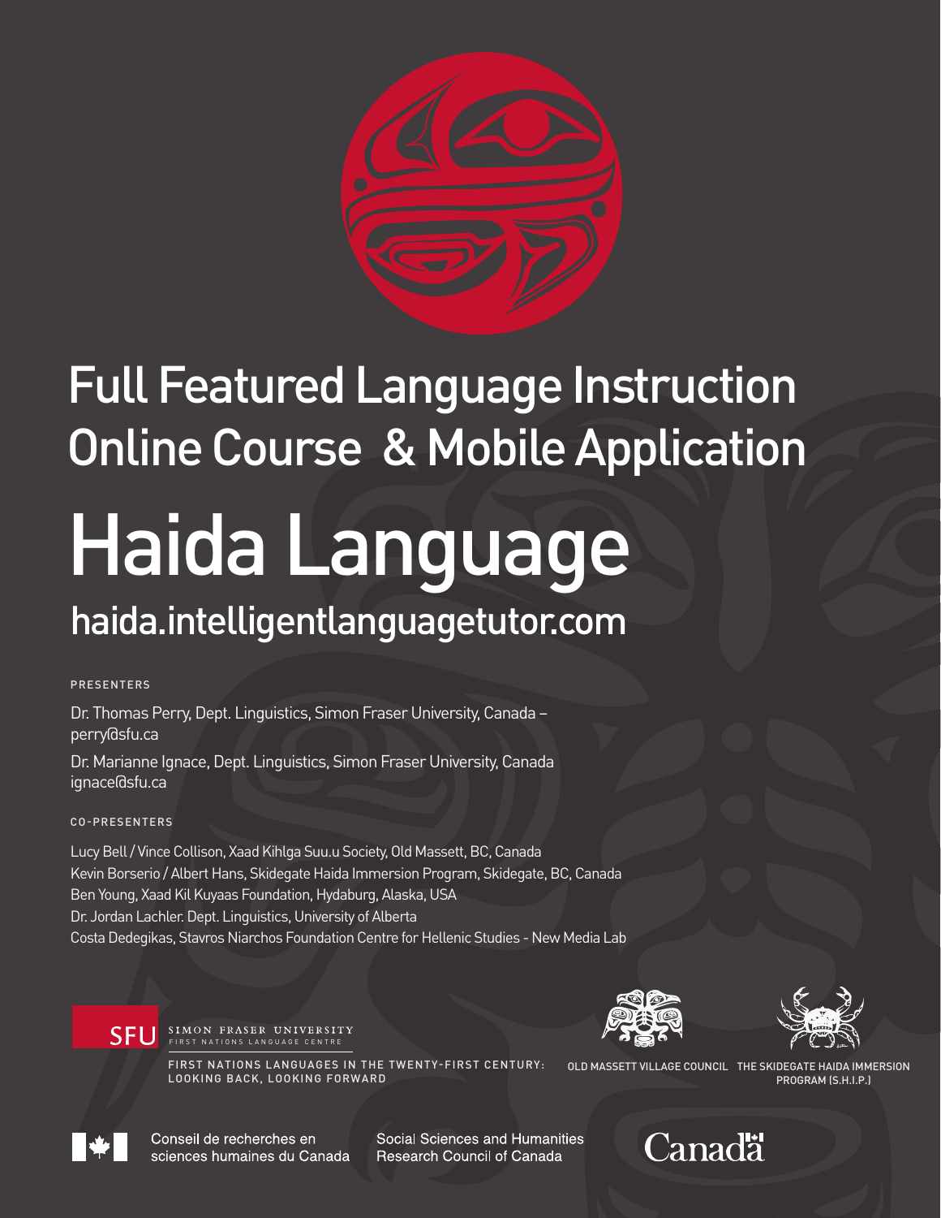## Full Featured Language Instruction Online Course & Mobile Application

# Haida Language

## haida.intelligentlanguagetutor.com

PRESENTERS

Dr. Thomas Perry, Dept. Linguistics, Simon Fraser University, Canada – perry@sfu.ca

Dr. Marianne Ignace, Dept. Linguistics, Simon Fraser University, Canada ignace@sfu.ca

CO-PRESENTERS

Lucy Bell / Vince Collison, Xaad Kihlga Suu.u Society, Old Massett, BC, Canada
Kevin Borserio / Albert Hans, Skidegate Haida Immersion Program, Skidegate, BC, Canada
Ben Young, Xaad Kil Kuyaas Foundation, Hydaburg, Alaska, USA
Dr. Jordan Lachler. Dept. Linguistics, University of Alberta
Costa Dedegikas, Stavros Niarchos Foundation Centre for Hellenic Studies - New Media Lab

SFU SIMON FRASER UNIVERSITY FIRST NATIONS LANGUAGE CENTRE

FIRST NATIONS LANGUAGES IN THE TWENTY-FIRST CENTURY: LOOKING BACK, LOOKING FORWARD

OLD MASSETT VILLAGE COUNCIL

THE SKIDEGATE HAIDA IMMERSION PROGRAM (S.H.I.P.)

Conseil de recherches en sciences humaines du Canada

Social Sciences and Humanities Research Council of Canada

Canadä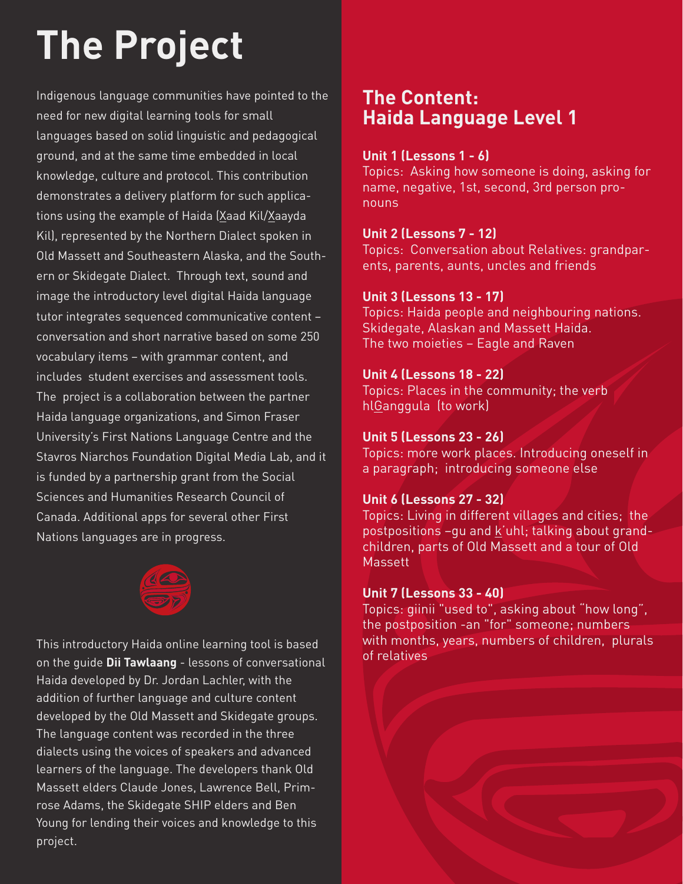# The Project

Indigenous language communities have pointed to the need for new digital learning tools for small languages based on solid linguistic and pedagogical ground, and at the same time embedded in local knowledge, culture and protocol. This contribution demonstrates a delivery platform for such applications using the example of Haida (X̲aad Kil/X̲aayda Kil), represented by the Northern Dialect spoken in Old Massett and Southeastern Alaska, and the Southern or Skidegate Dialect. Through text, sound and image the introductory level digital Haida language tutor integrates sequenced communicative content – conversation and short narrative based on some 250 vocabulary items – with grammar content, and includes student exercises and assessment tools. The project is a collaboration between the partner Haida language organizations, and Simon Fraser University's First Nations Language Centre and the Stavros Niarchos Foundation Digital Media Lab, and it is funded by a partnership grant from the Social Sciences and Humanities Research Council of Canada. Additional apps for several other First Nations languages are in progress.

This introductory Haida online learning tool is based on the guide **Dii Tawlaang** - lessons of conversational Haida developed by Dr. Jordan Lachler, with the addition of further language and culture content developed by the Old Massett and Skidegate groups. The language content was recorded in the three dialects using the voices of speakers and advanced learners of the language. The developers thank Old Massett elders Claude Jones, Lawrence Bell, Primrose Adams, the Skidegate SHIP elders and Ben Young for lending their voices and knowledge to this project.

## The Content: Haida Language Level 1

**Unit 1 (Lessons 1 - 6)**
Topics: Asking how someone is doing, asking for name, negative, 1st, second, 3rd person pronouns

**Unit 2 (Lessons 7 - 12)**
Topics: Conversation about Relatives: grandparents, parents, aunts, uncles and friends

**Unit 3 (Lessons 13 - 17)**
Topics: Haida people and neighbouring nations. Skidegate, Alaskan and Massett Haida. The two moieties – Eagle and Raven

**Unit 4 (Lessons 18 - 22)**
Topics: Places in the community; the verb hlG̲anggula (to work)

**Unit 5 (Lessons 23 - 26)**
Topics: more work places. Introducing oneself in a paragraph; introducing someone else

**Unit 6 (Lessons 27 - 32)**
Topics: Living in different villages and cities; the postpositions –gu and k̲'uhl; talking about grandchildren, parts of Old Massett and a tour of Old Massett

**Unit 7 (Lessons 33 - 40)**
Topics: giinii "used to", asking about "how long", the postposition -an "for" someone; numbers with months, years, numbers of children, plurals of relatives